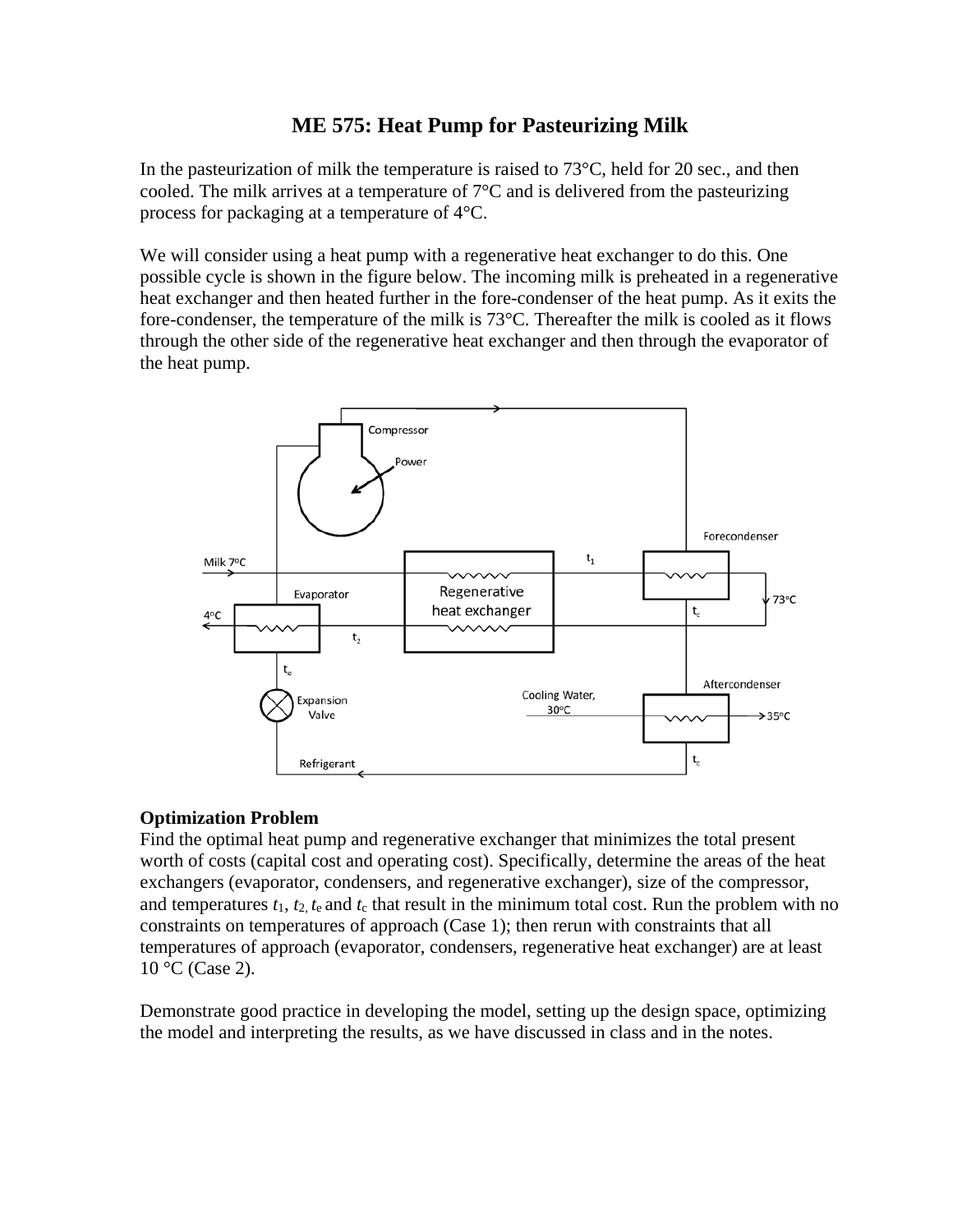# ME 575: Heat Pump for Pasteurizing Milk

In the pasteurization of milk the temperature is raised to 73°C, held for 20 sec., and then cooled. The milk arrives at a temperature of 7°C and is delivered from the pasteurizing process for packaging at a temperature of 4°C.

We will consider using a heat pump with a regenerative heat exchanger to do this. One possible cycle is shown in the figure below. The incoming milk is preheated in a regenerative heat exchanger and then heated further in the fore-condenser of the heat pump. As it exits the fore-condenser, the temperature of the milk is 73°C. Thereafter the milk is cooled as it flows through the other side of the regenerative heat exchanger and then through the evaporator of the heat pump.

### Optimization Problem

Find the optimal heat pump and regenerative exchanger that minimizes the total present worth of costs (capital cost and operating cost). Specifically, determine the areas of the heat exchangers (evaporator, condensers, and regenerative exchanger), size of the compressor, and temperatures $t_1$, $t_2$, $t_e$ and $t_c$ that result in the minimum total cost. Run the problem with no constraints on temperatures of approach (Case 1); then rerun with constraints that all temperatures of approach (evaporator, condensers, regenerative heat exchanger) are at least 10 °C (Case 2).

Demonstrate good practice in developing the model, setting up the design space, optimizing the model and interpreting the results, as we have discussed in class and in the notes.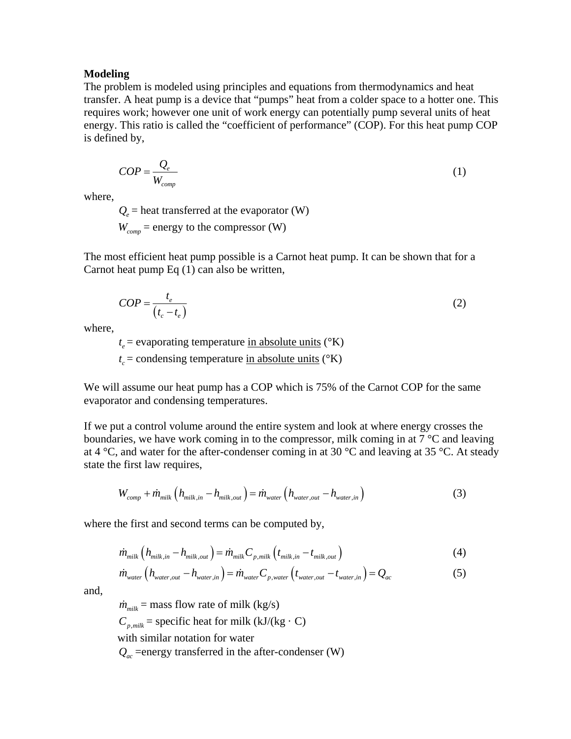**Modeling**

The problem is modeled using principles and equations from thermodynamics and heat transfer. A heat pump is a device that "pumps" heat from a colder space to a hotter one. This requires work; however one unit of work energy can potentially pump several units of heat energy. This ratio is called the "coefficient of performance" (COP). For this heat pump COP is defined by,

$$COP = \frac{Q_e}{W_{comp}} \tag{1}$$

where,

$Q_e$ = heat transferred at the evaporator (W)

$W_{comp}$ = energy to the compressor (W)

The most efficient heat pump possible is a Carnot heat pump. It can be shown that for a Carnot heat pump Eq (1) can also be written,

$$COP = \frac{t_e}{(t_c - t_e)} \tag{2}$$

where,

$t_e$ = evaporating temperature <u>in absolute units</u> (°K)

$t_c$ = condensing temperature <u>in absolute units</u> (°K)

We will assume our heat pump has a COP which is 75% of the Carnot COP for the same evaporator and condensing temperatures.

If we put a control volume around the entire system and look at where energy crosses the boundaries, we have work coming in to the compressor, milk coming in at 7 °C and leaving at 4 °C, and water for the after-condenser coming in at 30 °C and leaving at 35 °C. At steady state the first law requires,

$$W_{comp} + \dot{m}_{milk}\left(h_{milk,in} - h_{milk,out}\right) = \dot{m}_{water}\left(h_{water,out} - h_{water,in}\right) \tag{3}$$

where the first and second terms can be computed by,

$$\dot{m}_{milk}\left(h_{milk,in} - h_{milk,out}\right) = \dot{m}_{milk} C_{p,milk}\left(t_{milk,in} - t_{milk,out}\right) \tag{4}$$

$$\dot{m}_{water}\left(h_{water,out} - h_{water,in}\right) = \dot{m}_{water} C_{p,water}\left(t_{water,out} - t_{water,in}\right) = Q_{ac} \tag{5}$$

and,

$\dot{m}_{milk}$ = mass flow rate of milk (kg/s)

$C_{p,milk}$ = specific heat for milk (kJ/(kg · C)

with similar notation for water

$Q_{ac}$ =energy transferred in the after-condenser (W)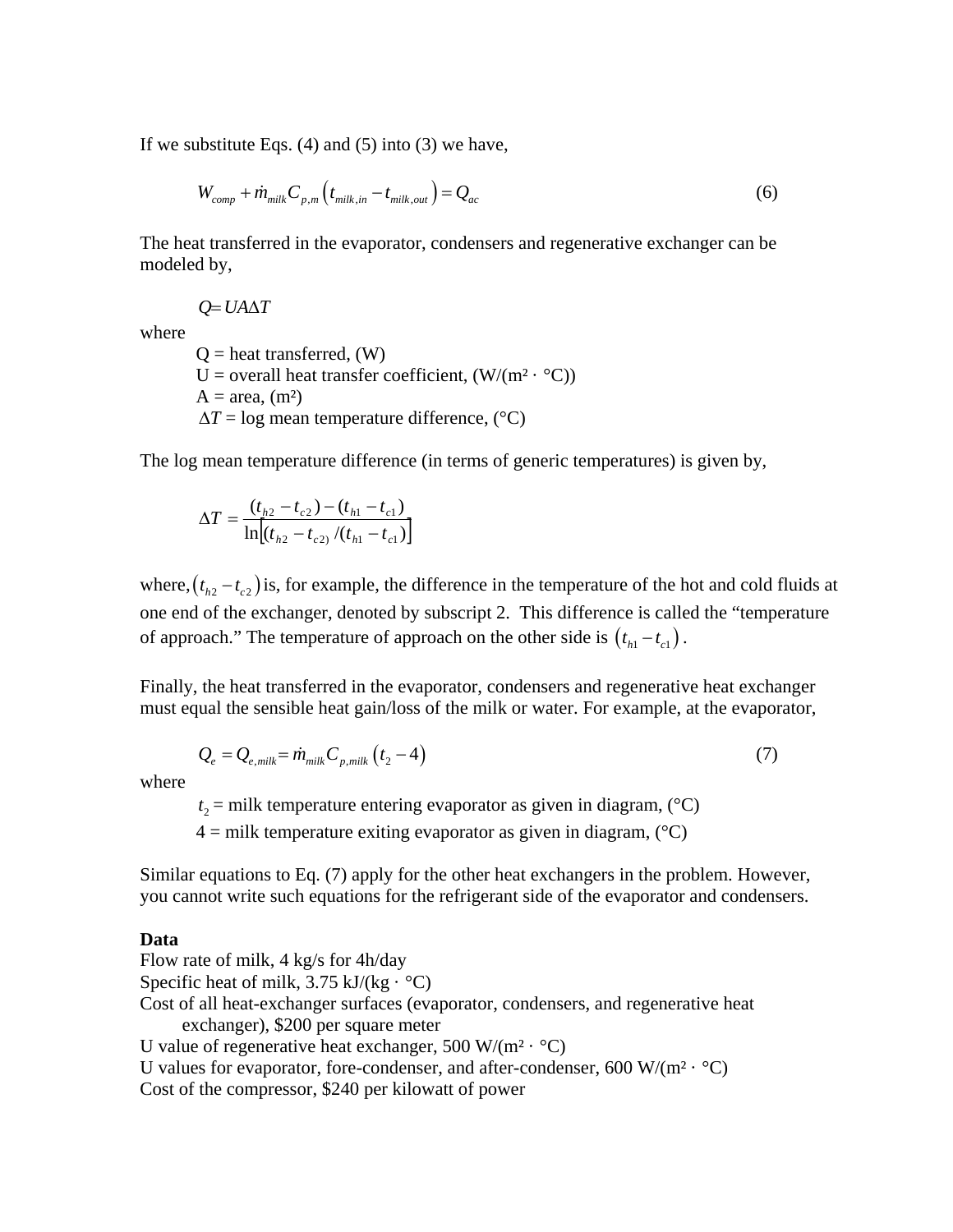If we substitute Eqs. (4) and (5) into (3) we have,

$$W_{comp} + \dot{m}_{milk} C_{p,m} \left( t_{milk,in} - t_{milk,out} \right) = Q_{ac} \tag{6}$$

The heat transferred in the evaporator, condensers and regenerative exchanger can be modeled by,

$$Q = UA\Delta T$$

where

- Q = heat transferred, (W)
- U = overall heat transfer coefficient, (W/(m² · °C))
- A = area, (m²)
- $\Delta T$ = log mean temperature difference, (°C)

The log mean temperature difference (in terms of generic temperatures) is given by,

$$\Delta T = \frac{(t_{h2} - t_{c2}) - (t_{h1} - t_{c1})}{\ln\left[ (t_{h2} - t_{c2}) / (t_{h1} - t_{c1}) \right]}$$

where, $\left(t_{h2} - t_{c2}\right)$ is, for example, the difference in the temperature of the hot and cold fluids at one end of the exchanger, denoted by subscript 2. This difference is called the "temperature of approach." The temperature of approach on the other side is $\left(t_{h1} - t_{c1}\right)$.

Finally, the heat transferred in the evaporator, condensers and regenerative heat exchanger must equal the sensible heat gain/loss of the milk or water. For example, at the evaporator,

$$Q_e = Q_{e,milk} = \dot{m}_{milk} C_{p,milk} \left( t_2 - 4 \right) \tag{7}$$

where

- $t_2$ = milk temperature entering evaporator as given in diagram, (°C)
- 4 = milk temperature exiting evaporator as given in diagram, (°C)

Similar equations to Eq. (7) apply for the other heat exchangers in the problem. However, you cannot write such equations for the refrigerant side of the evaporator and condensers.

**Data**

Flow rate of milk, 4 kg/s for 4h/day
Specific heat of milk, 3.75 kJ/(kg · °C)
Cost of all heat-exchanger surfaces (evaporator, condensers, and regenerative heat exchanger), $200 per square meter
U value of regenerative heat exchanger, 500 W/(m² · °C)
U values for evaporator, fore-condenser, and after-condenser, 600 W/(m² · °C)
Cost of the compressor, $240 per kilowatt of power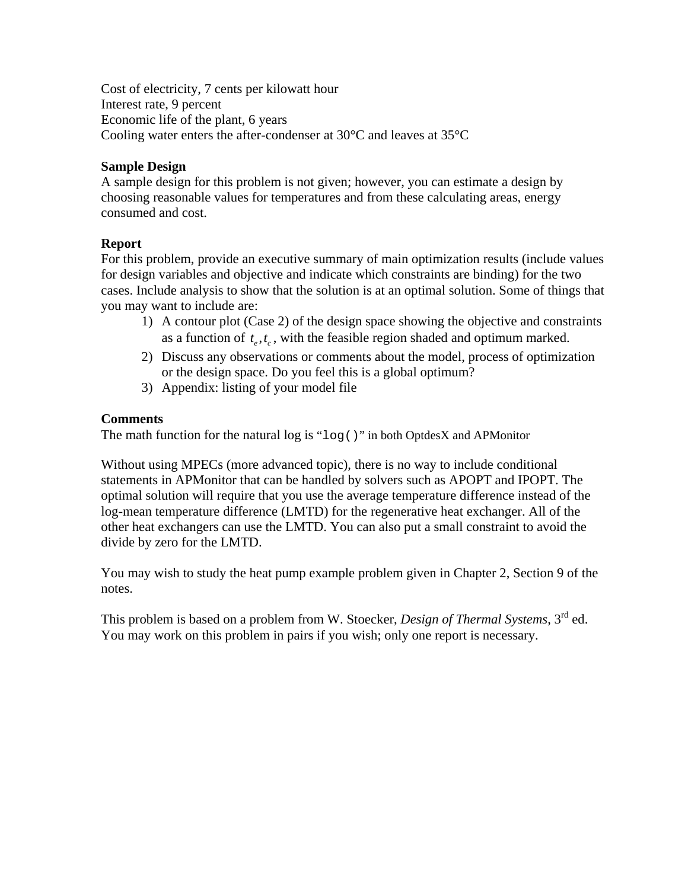Cost of electricity, 7 cents per kilowatt hour
Interest rate, 9 percent
Economic life of the plant, 6 years
Cooling water enters the after-condenser at 30°C and leaves at 35°C

**Sample Design**
A sample design for this problem is not given; however, you can estimate a design by choosing reasonable values for temperatures and from these calculating areas, energy consumed and cost.

**Report**
For this problem, provide an executive summary of main optimization results (include values for design variables and objective and indicate which constraints are binding) for the two cases. Include analysis to show that the solution is at an optimal solution. Some of things that you may want to include are:

1) A contour plot (Case 2) of the design space showing the objective and constraints as a function of $t_e, t_c$, with the feasible region shaded and optimum marked.
2) Discuss any observations or comments about the model, process of optimization or the design space. Do you feel this is a global optimum?
3) Appendix: listing of your model file

**Comments**
The math function for the natural log is "`log()`" in both OptdesX and APMonitor

Without using MPECs (more advanced topic), there is no way to include conditional statements in APMonitor that can be handled by solvers such as APOPT and IPOPT. The optimal solution will require that you use the average temperature difference instead of the log-mean temperature difference (LMTD) for the regenerative heat exchanger. All of the other heat exchangers can use the LMTD. You can also put a small constraint to avoid the divide by zero for the LMTD.

You may wish to study the heat pump example problem given in Chapter 2, Section 9 of the notes.

This problem is based on a problem from W. Stoecker, *Design of Thermal Systems*, 3rd ed. You may work on this problem in pairs if you wish; only one report is necessary.